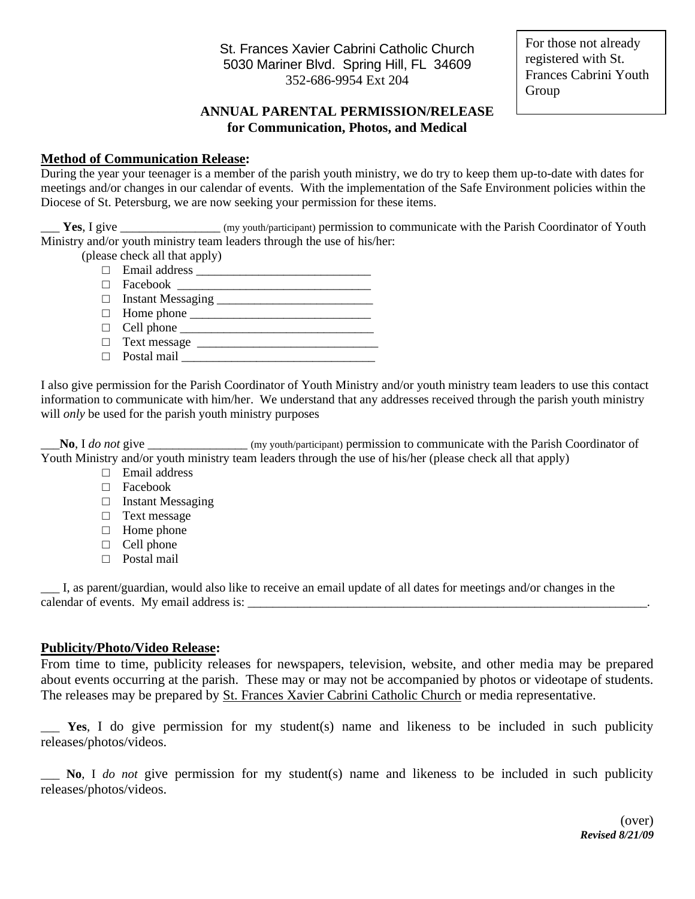St. Frances Xavier Cabrini Catholic Church
5030 Mariner Blvd. Spring Hill, FL 34609
352-686-9954 Ext 204

For those not already registered with St. Frances Cabrini Youth Group

**ANNUAL PARENTAL PERMISSION/RELEASE**
**for Communication, Photos, and Medical**

## Method of Communication Release:

During the year your teenager is a member of the parish youth ministry, we do try to keep them up-to-date with dates for meetings and/or changes in our calendar of events. With the implementation of the Safe Environment policies within the Diocese of St. Petersburg, we are now seeking your permission for these items.

___ **Yes**, I give ________________ (my youth/participant) permission to communicate with the Parish Coordinator of Youth Ministry and/or youth ministry team leaders through the use of his/her:

(please check all that apply)

- □ Email address ____________________________
- □ Facebook ______________________________
- □ Instant Messaging _________________________
- □ Home phone _____________________________
- □ Cell phone _______________________________
- □ Text message _____________________________
- □ Postal mail _______________________________

I also give permission for the Parish Coordinator of Youth Ministry and/or youth ministry team leaders to use this contact information to communicate with him/her. We understand that any addresses received through the parish youth ministry will *only* be used for the parish youth ministry purposes

___**No**, I *do not* give ________________ (my youth/participant) permission to communicate with the Parish Coordinator of Youth Ministry and/or youth ministry team leaders through the use of his/her (please check all that apply)

- □ Email address
- □ Facebook
- □ Instant Messaging
- □ Text message
- □ Home phone
- □ Cell phone
- □ Postal mail

___ I, as parent/guardian, would also like to receive an email update of all dates for meetings and/or changes in the calendar of events. My email address is: ______________________________________________________________________.

## Publicity/Photo/Video Release:

From time to time, publicity releases for newspapers, television, website, and other media may be prepared about events occurring at the parish. These may or may not be accompanied by photos or videotape of students. The releases may be prepared by St. Frances Xavier Cabrini Catholic Church or media representative.

___ **Yes**, I do give permission for my student(s) name and likeness to be included in such publicity releases/photos/videos.

___ **No**, I *do not* give permission for my student(s) name and likeness to be included in such publicity releases/photos/videos.

(over)
***Revised 8/21/09***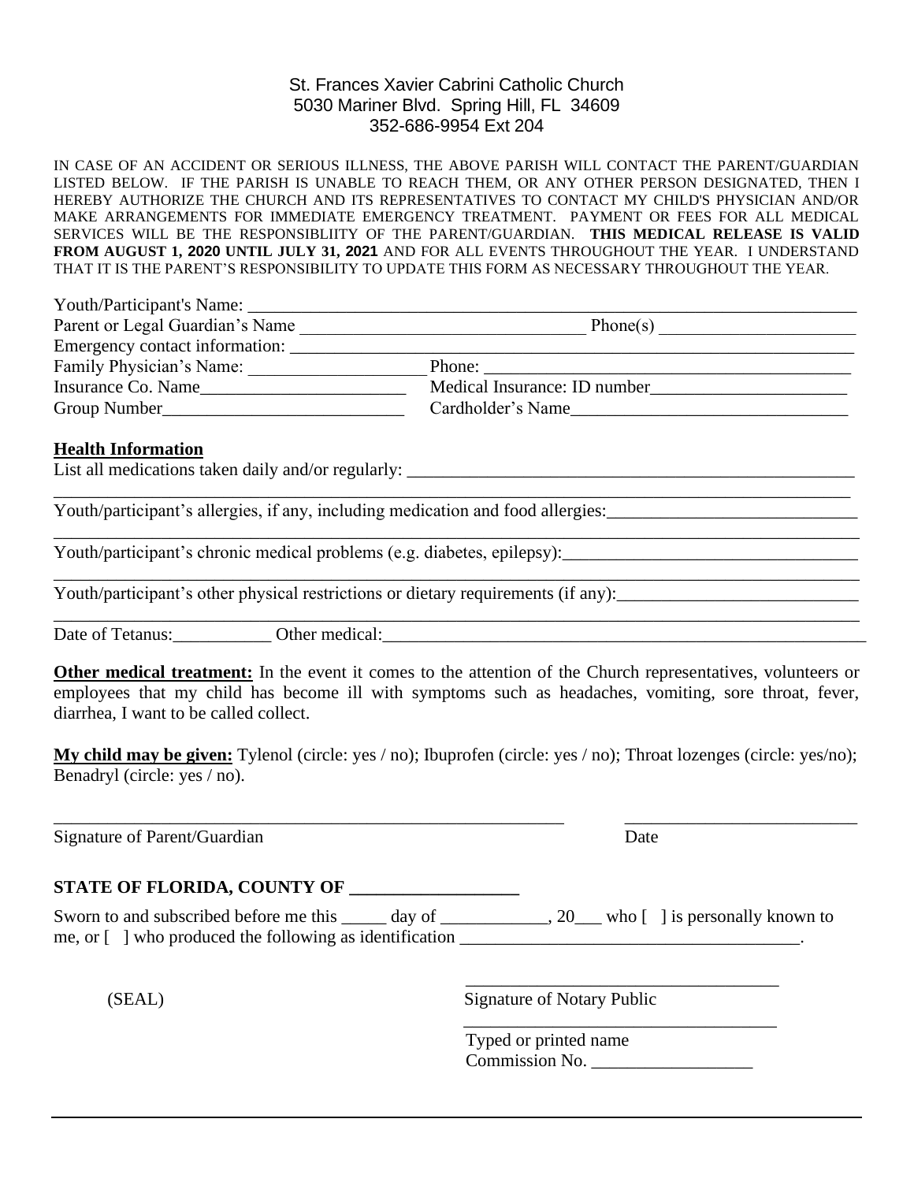St. Frances Xavier Cabrini Catholic Church
5030 Mariner Blvd. Spring Hill, FL 34609
352-686-9954 Ext 204

IN CASE OF AN ACCIDENT OR SERIOUS ILLNESS, THE ABOVE PARISH WILL CONTACT THE PARENT/GUARDIAN LISTED BELOW. IF THE PARISH IS UNABLE TO REACH THEM, OR ANY OTHER PERSON DESIGNATED, THEN I HEREBY AUTHORIZE THE CHURCH AND ITS REPRESENTATIVES TO CONTACT MY CHILD'S PHYSICIAN AND/OR MAKE ARRANGEMENTS FOR IMMEDIATE EMERGENCY TREATMENT. PAYMENT OR FEES FOR ALL MEDICAL SERVICES WILL BE THE RESPONSIBLIITY OF THE PARENT/GUARDIAN. **THIS MEDICAL RELEASE IS VALID FROM AUGUST 1, 2020 UNTIL JULY 31, 2021** AND FOR ALL EVENTS THROUGHOUT THE YEAR. I UNDERSTAND THAT IT IS THE PARENT'S RESPONSIBILITY TO UPDATE THIS FORM AS NECESSARY THROUGHOUT THE YEAR.

Youth/Participant's Name: ______________________________________________________________

Parent or Legal Guardian's Name ________________________________ Phone(s) _____________________

Emergency contact information: __________________________________________________________

Family Physician's Name: ___________________ Phone: ________________________________________

Insurance Co. Name______________________ Medical Insurance: ID number_____________________

Group Number__________________________ Cardholder's Name______________________________

## Health Information

List all medications taken daily and/or regularly: ___________________________________________________

_____________________________________________________________________________________

Youth/participant's allergies, if any, including medication and food allergies:___________________________

_____________________________________________________________________________________

Youth/participant's chronic medical problems (e.g. diabetes, epilepsy):________________________________

_____________________________________________________________________________________

Youth/participant's other physical restrictions or dietary requirements (if any):__________________________

_____________________________________________________________________________________

Date of Tetanus:___________ Other medical:__________________________________________________

**Other medical treatment:** In the event it comes to the attention of the Church representatives, volunteers or employees that my child has become ill with symptoms such as headaches, vomiting, sore throat, fever, diarrhea, I want to be called collect.

**My child may be given:** Tylenol (circle: yes / no); Ibuprofen (circle: yes / no); Throat lozenges (circle: yes/no); Benadryl (circle: yes / no).

_________________________________________________________ __________________________

Signature of Parent/Guardian Date

**STATE OF FLORIDA, COUNTY OF __________________**

Sworn to and subscribed before me this _____ day of ____________, 20___ who [ ] is personally known to me, or [ ] who produced the following as identification ______________________________________.

(SEAL)

___________________________________

Signature of Notary Public

___________________________________

Typed or printed name

Commission No. __________________